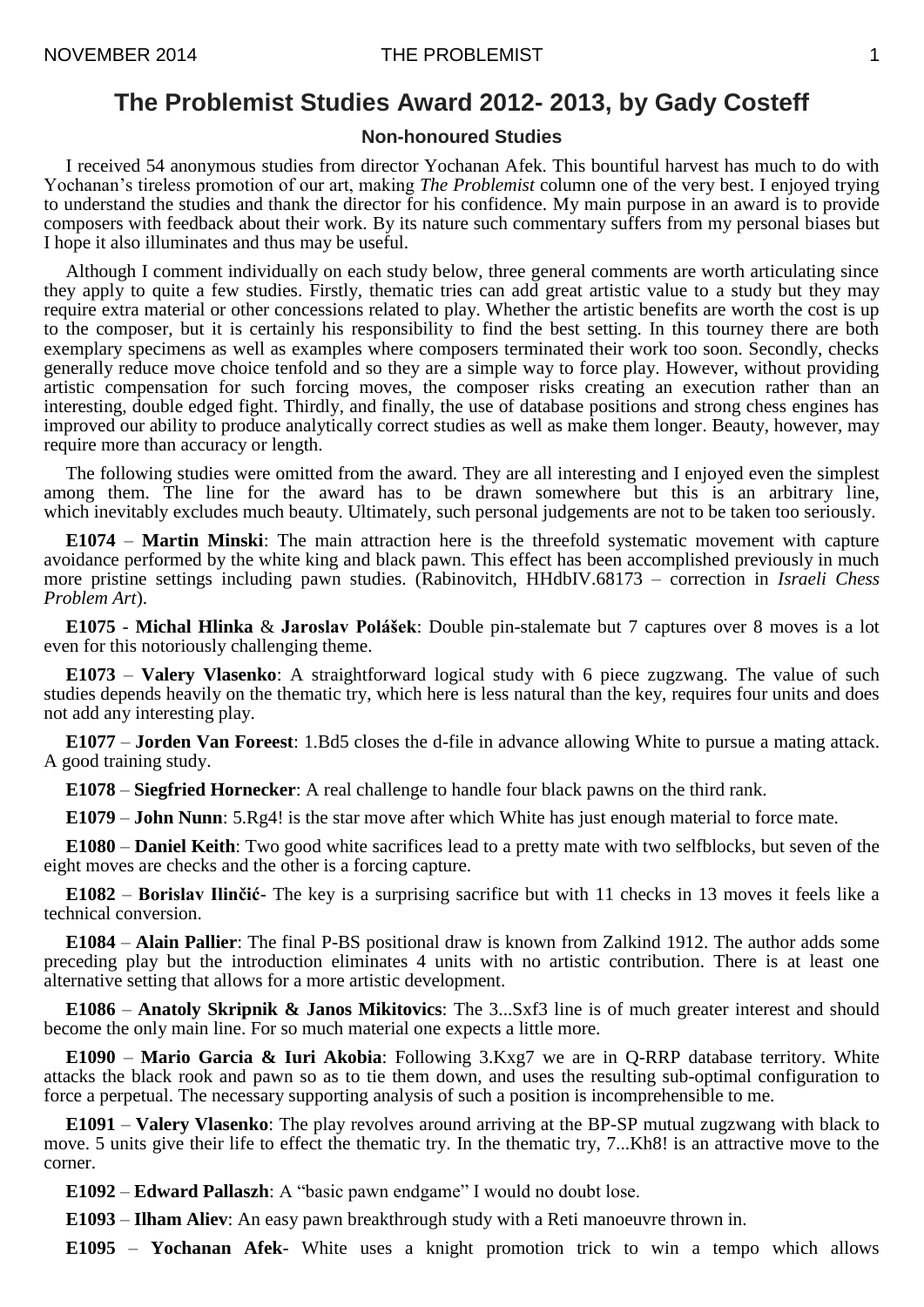# The Problemist Studies Award 2012- 2013, by Gady Costeff

### Non-honoured Studies

I received 54 anonymous studies from director Yochanan Afek. This bountiful harvest has much to do with Yochanan's tireless promotion of our art, making *The Problemist* column one of the very best. I enjoyed trying to understand the studies and thank the director for his confidence. My main purpose in an award is to provide composers with feedback about their work. By its nature such commentary suffers from my personal biases but I hope it also illuminates and thus may be useful.

Although I comment individually on each study below, three general comments are worth articulating since they apply to quite a few studies. Firstly, thematic tries can add great artistic value to a study but they may require extra material or other concessions related to play. Whether the artistic benefits are worth the cost is up to the composer, but it is certainly his responsibility to find the best setting. In this tourney there are both exemplary specimens as well as examples where composers terminated their work too soon. Secondly, checks generally reduce move choice tenfold and so they are a simple way to force play. However, without providing artistic compensation for such forcing moves, the composer risks creating an execution rather than an interesting, double edged fight. Thirdly, and finally, the use of database positions and strong chess engines has improved our ability to produce analytically correct studies as well as make them longer. Beauty, however, may require more than accuracy or length.

The following studies were omitted from the award. They are all interesting and I enjoyed even the simplest among them. The line for the award has to be drawn somewhere but this is an arbitrary line, which inevitably excludes much beauty. Ultimately, such personal judgements are not to be taken too seriously.

**E1074** – **Martin Minski**: The main attraction here is the threefold systematic movement with capture avoidance performed by the white king and black pawn. This effect has been accomplished previously in much more pristine settings including pawn studies. (Rabinovitch, HHdbIV.68173 – correction in *Israeli Chess Problem Art*).

**E1075** - **Michal Hlinka** & **Jaroslav Polášek**: Double pin-stalemate but 7 captures over 8 moves is a lot even for this notoriously challenging theme.

**E1073** – **Valery Vlasenko**: A straightforward logical study with 6 piece zugzwang. The value of such studies depends heavily on the thematic try, which here is less natural than the key, requires four units and does not add any interesting play.

**E1077** – **Jorden Van Foreest**: 1.Bd5 closes the d-file in advance allowing White to pursue a mating attack. A good training study.

**E1078** – **Siegfried Hornecker**: A real challenge to handle four black pawns on the third rank.

**E1079** – **John Nunn**: 5.Rg4! is the star move after which White has just enough material to force mate.

**E1080** – **Daniel Keith**: Two good white sacrifices lead to a pretty mate with two selfblocks, but seven of the eight moves are checks and the other is a forcing capture.

**E1082** – **Borislav Ilinčić**- The key is a surprising sacrifice but with 11 checks in 13 moves it feels like a technical conversion.

**E1084** – **Alain Pallier**: The final P-BS positional draw is known from Zalkind 1912. The author adds some preceding play but the introduction eliminates 4 units with no artistic contribution. There is at least one alternative setting that allows for a more artistic development.

**E1086** – **Anatoly Skripnik & Janos Mikitovics**: The 3...Sxf3 line is of much greater interest and should become the only main line. For so much material one expects a little more.

**E1090** – **Mario Garcia & Iuri Akobia**: Following 3.Kxg7 we are in Q-RRP database territory. White attacks the black rook and pawn so as to tie them down, and uses the resulting sub-optimal configuration to force a perpetual. The necessary supporting analysis of such a position is incomprehensible to me.

**E1091** – **Valery Vlasenko**: The play revolves around arriving at the BP-SP mutual zugzwang with black to move. 5 units give their life to effect the thematic try. In the thematic try, 7...Kh8! is an attractive move to the corner.

**E1092** – **Edward Pallaszh**: A "basic pawn endgame" I would no doubt lose.

**E1093** – **Ilham Aliev**: An easy pawn breakthrough study with a Reti manoeuvre thrown in.

**E1095** – **Yochanan Afek**- White uses a knight promotion trick to win a tempo which allows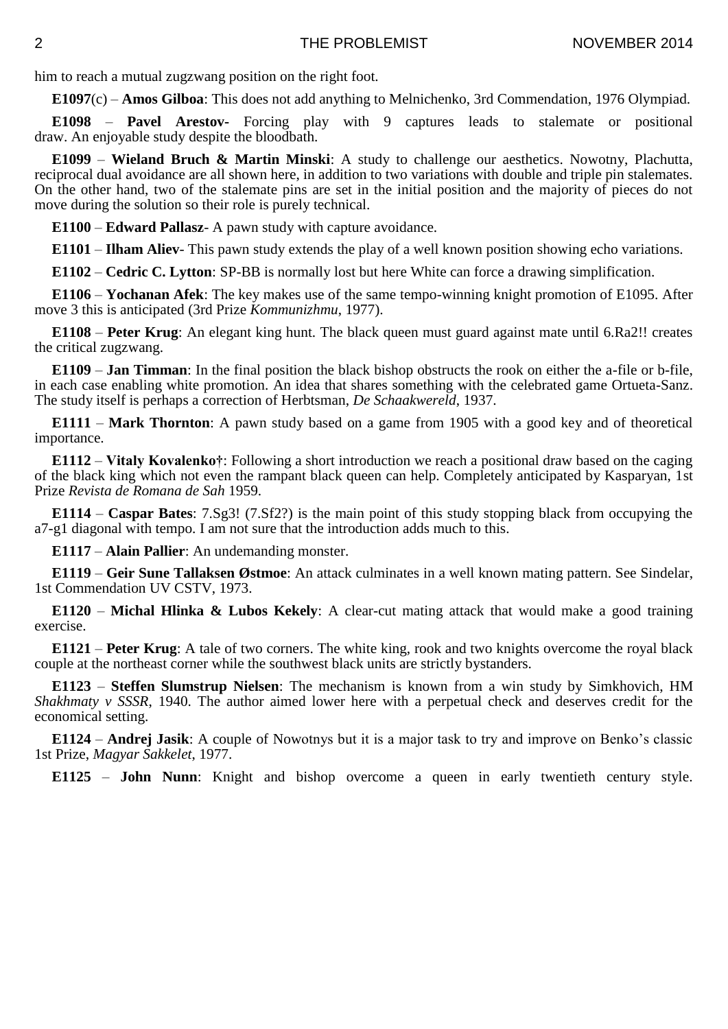him to reach a mutual zugzwang position on the right foot.

**E1097**(c) – **Amos Gilboa**: This does not add anything to Melnichenko, 3rd Commendation, 1976 Olympiad.

**E1098** – **Pavel Arestov**- Forcing play with 9 captures leads to stalemate or positional draw. An enjoyable study despite the bloodbath.

**E1099** – **Wieland Bruch & Martin Minski**: A study to challenge our aesthetics. Nowotny, Plachutta, reciprocal dual avoidance are all shown here, in addition to two variations with double and triple pin stalemates. On the other hand, two of the stalemate pins are set in the initial position and the majority of pieces do not move during the solution so their role is purely technical.

**E1100** – **Edward Pallasz**- A pawn study with capture avoidance.

**E1101** – **Ilham Aliev**- This pawn study extends the play of a well known position showing echo variations.

**E1102** – **Cedric C. Lytton**: SP-BB is normally lost but here White can force a drawing simplification.

**E1106** – **Yochanan Afek**: The key makes use of the same tempo-winning knight promotion of E1095. After move 3 this is anticipated (3rd Prize *Kommunizhmu*, 1977).

**E1108** – **Peter Krug**: An elegant king hunt. The black queen must guard against mate until 6.Ra2!! creates the critical zugzwang.

**E1109** – **Jan Timman**: In the final position the black bishop obstructs the rook on either the a-file or b-file, in each case enabling white promotion. An idea that shares something with the celebrated game Ortueta-Sanz. The study itself is perhaps a correction of Herbtsman, *De Schaakwereld*, 1937.

**E1111** – **Mark Thornton**: A pawn study based on a game from 1905 with a good key and of theoretical importance.

**E1112** – **Vitaly Kovalenko†**: Following a short introduction we reach a positional draw based on the caging of the black king which not even the rampant black queen can help. Completely anticipated by Kasparyan, 1st Prize *Revista de Romana de Sah* 1959.

**E1114** – **Caspar Bates**: 7.Sg3! (7.Sf2?) is the main point of this study stopping black from occupying the a7-g1 diagonal with tempo. I am not sure that the introduction adds much to this.

**E1117** – **Alain Pallier**: An undemanding monster.

**E1119** – **Geir Sune Tallaksen Østmoe**: An attack culminates in a well known mating pattern. See Sindelar, 1st Commendation UV CSTV, 1973.

**E1120** – **Michal Hlinka & Lubos Kekely**: A clear-cut mating attack that would make a good training exercise.

**E1121** – **Peter Krug**: A tale of two corners. The white king, rook and two knights overcome the royal black couple at the northeast corner while the southwest black units are strictly bystanders.

**E1123** – **Steffen Slumstrup Nielsen**: The mechanism is known from a win study by Simkhovich, HM *Shakhmaty v SSSR*, 1940. The author aimed lower here with a perpetual check and deserves credit for the economical setting.

**E1124** – **Andrej Jasik**: A couple of Nowotnys but it is a major task to try and improve on Benko's classic 1st Prize, *Magyar Sakkelet*, 1977.

**E1125** – **John Nunn**: Knight and bishop overcome a queen in early twentieth century style.